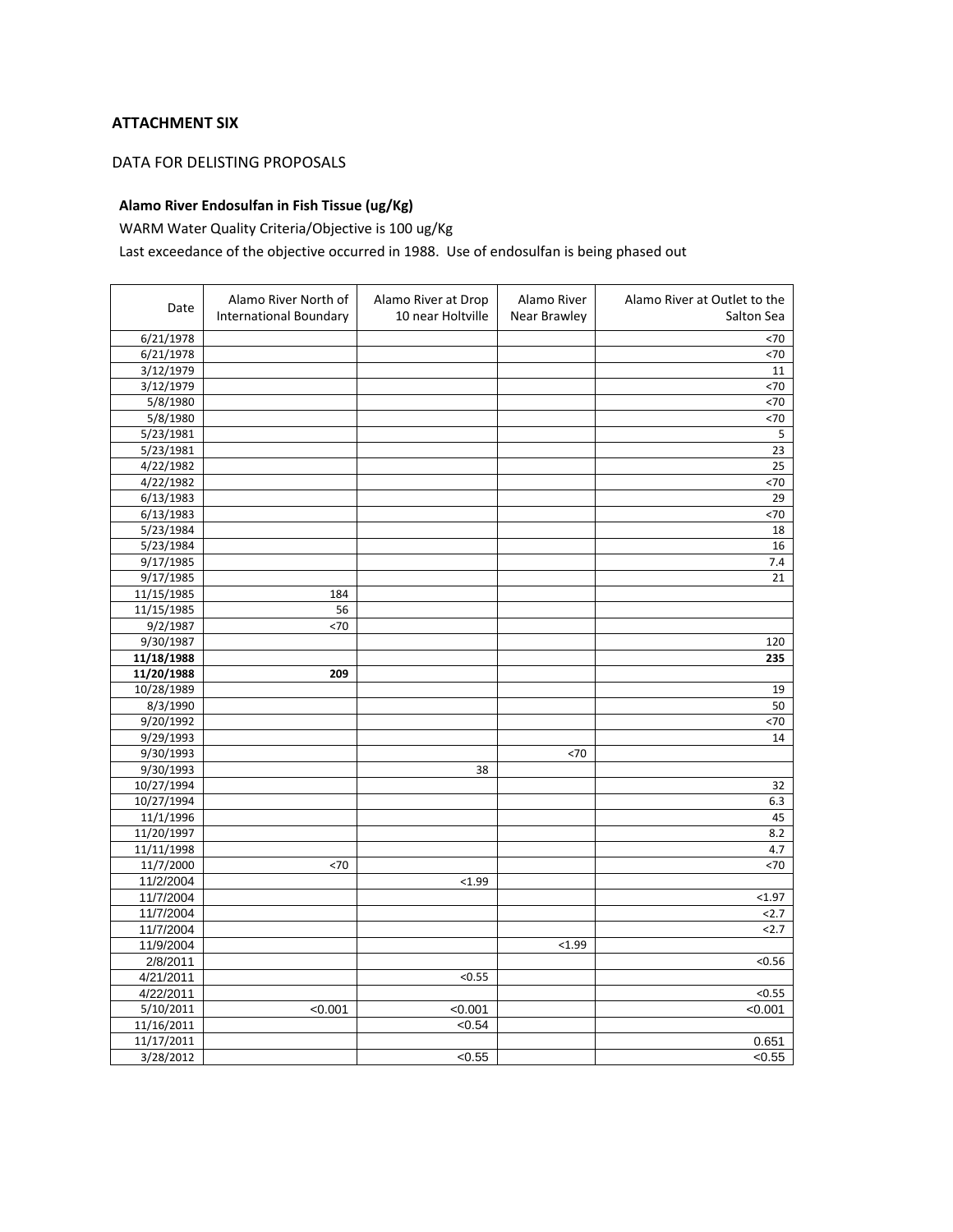**ATTACHMENT SIX**

DATA FOR DELISTING PROPOSALS

**Alamo River Endosulfan in Fish Tissue (ug/Kg)**

WARM Water Quality Criteria/Objective is 100 ug/Kg

Last exceedance of the objective occurred in 1988. Use of endosulfan is being phased out

| Date | Alamo River North of International Boundary | Alamo River at Drop 10 near Holtville | Alamo River Near Brawley | Alamo River at Outlet to the Salton Sea |
|---|---|---|---|---|
| 6/21/1978 | | | | <70 |
| 6/21/1978 | | | | <70 |
| 3/12/1979 | | | | 11 |
| 3/12/1979 | | | | <70 |
| 5/8/1980 | | | | <70 |
| 5/8/1980 | | | | <70 |
| 5/23/1981 | | | | 5 |
| 5/23/1981 | | | | 23 |
| 4/22/1982 | | | | 25 |
| 4/22/1982 | | | | <70 |
| 6/13/1983 | | | | 29 |
| 6/13/1983 | | | | <70 |
| 5/23/1984 | | | | 18 |
| 5/23/1984 | | | | 16 |
| 9/17/1985 | | | | 7.4 |
| 9/17/1985 | | | | 21 |
| 11/15/1985 | 184 | | | |
| 11/15/1985 | 56 | | | |
| 9/2/1987 | <70 | | | |
| 9/30/1987 | | | | 120 |
| **11/18/1988** | | | | **235** |
| **11/20/1988** | **209** | | | |
| 10/28/1989 | | | | 19 |
| 8/3/1990 | | | | 50 |
| 9/20/1992 | | | | <70 |
| 9/29/1993 | | | | 14 |
| 9/30/1993 | | | <70 | |
| 9/30/1993 | | 38 | | |
| 10/27/1994 | | | | 32 |
| 10/27/1994 | | | | 6.3 |
| 11/1/1996 | | | | 45 |
| 11/20/1997 | | | | 8.2 |
| 11/11/1998 | | | | 4.7 |
| 11/7/2000 | <70 | | | <70 |
| 11/2/2004 | | <1.99 | | |
| 11/7/2004 | | | | <1.97 |
| 11/7/2004 | | | | <2.7 |
| 11/7/2004 | | | | <2.7 |
| 11/9/2004 | | | <1.99 | |
| 2/8/2011 | | | | <0.56 |
| 4/21/2011 | | <0.55 | | |
| 4/22/2011 | | | | <0.55 |
| 5/10/2011 | <0.001 | <0.001 | | <0.001 |
| 11/16/2011 | | <0.54 | | |
| 11/17/2011 | | | | 0.651 |
| 3/28/2012 | | <0.55 | | <0.55 |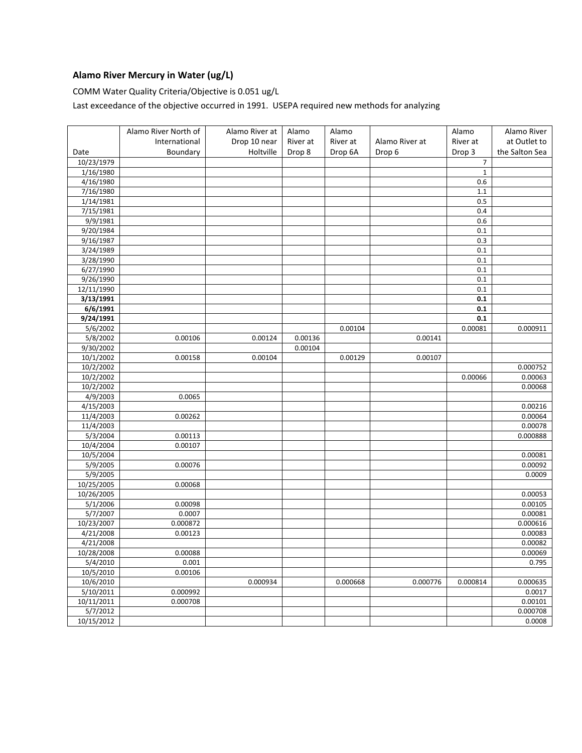**Alamo River Mercury in Water (ug/L)**

COMM Water Quality Criteria/Objective is 0.051 ug/L

Last exceedance of the objective occurred in 1991. USEPA required new methods for analyzing

| Date | Alamo River North of International Boundary | Alamo River at Drop 10 near Holtville | Alamo River at Drop 8 | Alamo River at Drop 6A | Alamo River at Drop 6 | Alamo River at Drop 3 | Alamo River at Outlet to the Salton Sea |
|---|---|---|---|---|---|---|---|
| 10/23/1979 | | | | | | 7 | |
| 1/16/1980 | | | | | | 1 | |
| 4/16/1980 | | | | | | 0.6 | |
| 7/16/1980 | | | | | | 1.1 | |
| 1/14/1981 | | | | | | 0.5 | |
| 7/15/1981 | | | | | | 0.4 | |
| 9/9/1981 | | | | | | 0.6 | |
| 9/20/1984 | | | | | | 0.1 | |
| 9/16/1987 | | | | | | 0.3 | |
| 3/24/1989 | | | | | | 0.1 | |
| 3/28/1990 | | | | | | 0.1 | |
| 6/27/1990 | | | | | | 0.1 | |
| 9/26/1990 | | | | | | 0.1 | |
| 12/11/1990 | | | | | | 0.1 | |
| **3/13/1991** | | | | | | **0.1** | |
| **6/6/1991** | | | | | | **0.1** | |
| **9/24/1991** | | | | | | **0.1** | |
| 5/6/2002 | | | | 0.00104 | | 0.00081 | 0.000911 |
| 5/8/2002 | 0.00106 | 0.00124 | 0.00136 | | 0.00141 | | |
| 9/30/2002 | | | 0.00104 | | | | |
| 10/1/2002 | 0.00158 | 0.00104 | | 0.00129 | 0.00107 | | |
| 10/2/2002 | | | | | | | 0.000752 |
| 10/2/2002 | | | | | | 0.00066 | 0.00063 |
| 10/2/2002 | | | | | | | 0.00068 |
| 4/9/2003 | 0.0065 | | | | | | |
| 4/15/2003 | | | | | | | 0.00216 |
| 11/4/2003 | 0.00262 | | | | | | 0.00064 |
| 11/4/2003 | | | | | | | 0.00078 |
| 5/3/2004 | 0.00113 | | | | | | 0.000888 |
| 10/4/2004 | 0.00107 | | | | | | |
| 10/5/2004 | | | | | | | 0.00081 |
| 5/9/2005 | 0.00076 | | | | | | 0.00092 |
| 5/9/2005 | | | | | | | 0.0009 |
| 10/25/2005 | 0.00068 | | | | | | |
| 10/26/2005 | | | | | | | 0.00053 |
| 5/1/2006 | 0.00098 | | | | | | 0.00105 |
| 5/7/2007 | 0.0007 | | | | | | 0.00081 |
| 10/23/2007 | 0.000872 | | | | | | 0.000616 |
| 4/21/2008 | 0.00123 | | | | | | 0.00083 |
| 4/21/2008 | | | | | | | 0.00082 |
| 10/28/2008 | 0.00088 | | | | | | 0.00069 |
| 5/4/2010 | 0.001 | | | | | | 0.795 |
| 10/5/2010 | 0.00106 | | | | | | |
| 10/6/2010 | | 0.000934 | | 0.000668 | 0.000776 | 0.000814 | 0.000635 |
| 5/10/2011 | 0.000992 | | | | | | 0.0017 |
| 10/11/2011 | 0.000708 | | | | | | 0.00101 |
| 5/7/2012 | | | | | | | 0.000708 |
| 10/15/2012 | | | | | | | 0.0008 |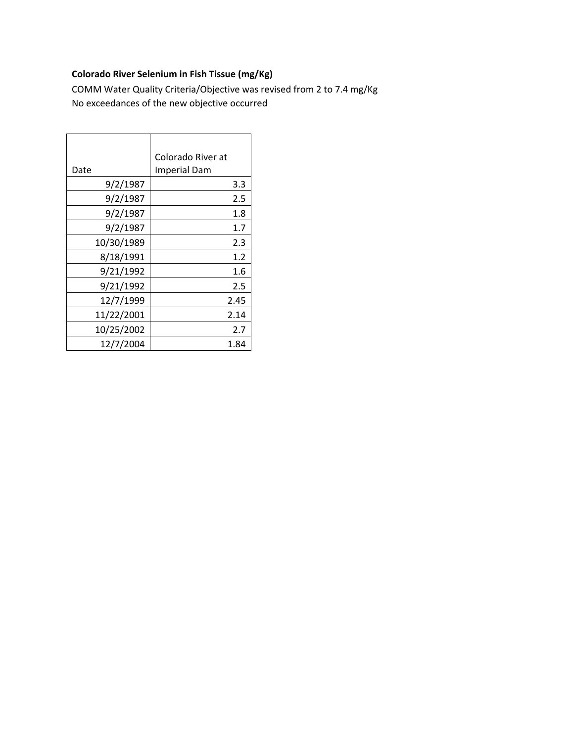**Colorado River Selenium in Fish Tissue (mg/Kg)**

COMM Water Quality Criteria/Objective was revised from 2 to 7.4 mg/Kg

No exceedances of the new objective occurred

| Date | Colorado River at Imperial Dam |
|---|---|
| 9/2/1987 | 3.3 |
| 9/2/1987 | 2.5 |
| 9/2/1987 | 1.8 |
| 9/2/1987 | 1.7 |
| 10/30/1989 | 2.3 |
| 8/18/1991 | 1.2 |
| 9/21/1992 | 1.6 |
| 9/21/1992 | 2.5 |
| 12/7/1999 | 2.45 |
| 11/22/2001 | 2.14 |
| 10/25/2002 | 2.7 |
| 12/7/2004 | 1.84 |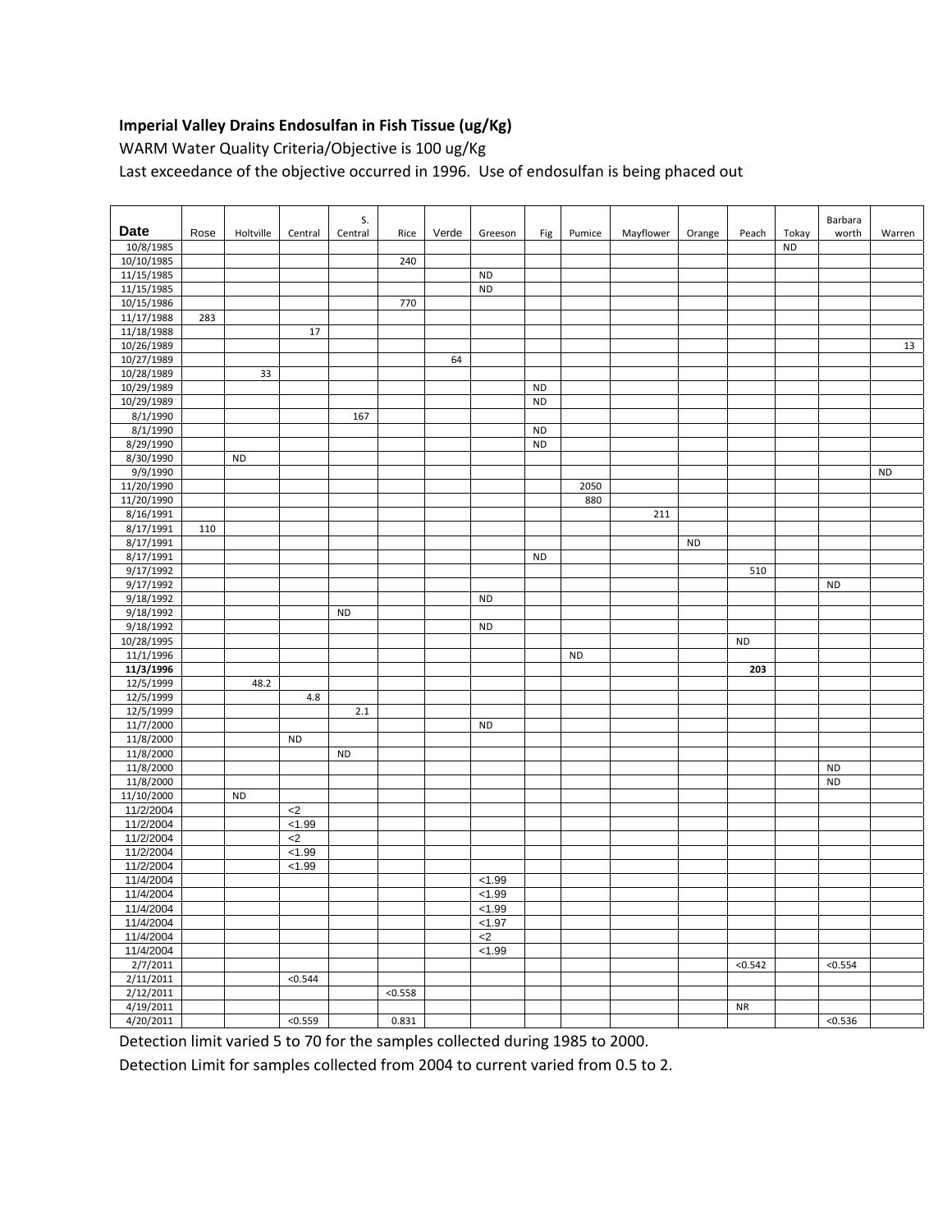**Imperial Valley Drains Endosulfan in Fish Tissue (ug/Kg)**

WARM Water Quality Criteria/Objective is 100 ug/Kg

Last exceedance of the objective occurred in 1996. Use of endosulfan is being phaced out

| Date | Rose | Holtville | Central | S. Central | Rice | Verde | Greeson | Fig | Pumice | Mayflower | Orange | Peach | Tokay | Barbara worth | Warren |
|---|---|---|---|---|---|---|---|---|---|---|---|---|---|---|---|
| 10/8/1985 | | | | | | | | | | | | | ND | | |
| 10/10/1985 | | | | | 240 | | | | | | | | | | |
| 11/15/1985 | | | | | | | ND | | | | | | | | |
| 11/15/1985 | | | | | | | ND | | | | | | | | |
| 10/15/1986 | | | | | 770 | | | | | | | | | | |
| 11/17/1988 | 283 | | | | | | | | | | | | | | |
| 11/18/1988 | | | 17 | | | | | | | | | | | | |
| 10/26/1989 | | | | | | | | | | | | | | | 13 |
| 10/27/1989 | | | | | | 64 | | | | | | | | | |
| 10/28/1989 | | 33 | | | | | | | | | | | | | |
| 10/29/1989 | | | | | | | | ND | | | | | | | |
| 10/29/1989 | | | | | | | | ND | | | | | | | |
| 8/1/1990 | | | | 167 | | | | | | | | | | | |
| 8/1/1990 | | | | | | | | ND | | | | | | | |
| 8/29/1990 | | | | | | | | ND | | | | | | | |
| 8/30/1990 | | ND | | | | | | | | | | | | | |
| 9/9/1990 | | | | | | | | | | | | | | | ND |
| 11/20/1990 | | | | | | | | | 2050 | | | | | | |
| 11/20/1990 | | | | | | | | | 880 | | | | | | |
| 8/16/1991 | | | | | | | | | | 211 | | | | | |
| 8/17/1991 | 110 | | | | | | | | | | | | | | |
| 8/17/1991 | | | | | | | | | | | ND | | | | |
| 8/17/1991 | | | | | | | | ND | | | | | | | |
| 9/17/1992 | | | | | | | | | | | | 510 | | | |
| 9/17/1992 | | | | | | | | | | | | | | ND | |
| 9/18/1992 | | | | | | | ND | | | | | | | | |
| 9/18/1992 | | | | ND | | | | | | | | | | | |
| 9/18/1992 | | | | | | | ND | | | | | | | | |
| 10/28/1995 | | | | | | | | | | | | ND | | | |
| 11/1/1996 | | | | | | | | | ND | | | | | | |
| **11/3/1996** | | | | | | | | | | | | **203** | | | |
| 12/5/1999 | | 48.2 | | | | | | | | | | | | | |
| 12/5/1999 | | | 4.8 | | | | | | | | | | | | |
| 12/5/1999 | | | | 2.1 | | | | | | | | | | | |
| 11/7/2000 | | | | | | | ND | | | | | | | | |
| 11/8/2000 | | | ND | | | | | | | | | | | | |
| 11/8/2000 | | | | ND | | | | | | | | | | | |
| 11/8/2000 | | | | | | | | | | | | | | ND | |
| 11/8/2000 | | | | | | | | | | | | | | ND | |
| 11/10/2000 | | ND | | | | | | | | | | | | | |
| 11/2/2004 | | | <2 | | | | | | | | | | | | |
| 11/2/2004 | | | <1.99 | | | | | | | | | | | | |
| 11/2/2004 | | | <2 | | | | | | | | | | | | |
| 11/2/2004 | | | <1.99 | | | | | | | | | | | | |
| 11/2/2004 | | | <1.99 | | | | | | | | | | | | |
| 11/4/2004 | | | | | | | <1.99 | | | | | | | | |
| 11/4/2004 | | | | | | | <1.99 | | | | | | | | |
| 11/4/2004 | | | | | | | <1.99 | | | | | | | | |
| 11/4/2004 | | | | | | | <1.97 | | | | | | | | |
| 11/4/2004 | | | | | | | <2 | | | | | | | | |
| 11/4/2004 | | | | | | | <1.99 | | | | | | | | |
| 2/7/2011 | | | | | | | | | | | | <0.542 | | <0.554 | |
| 2/11/2011 | | | <0.544 | | | | | | | | | | | | |
| 2/12/2011 | | | | | <0.558 | | | | | | | | | | |
| 4/19/2011 | | | | | | | | | | | | NR | | | |
| 4/20/2011 | | | <0.559 | | 0.831 | | | | | | | | | <0.536 | |

Detection limit varied 5 to 70 for the samples collected during 1985 to 2000.

Detection Limit for samples collected from 2004 to current varied from 0.5 to 2.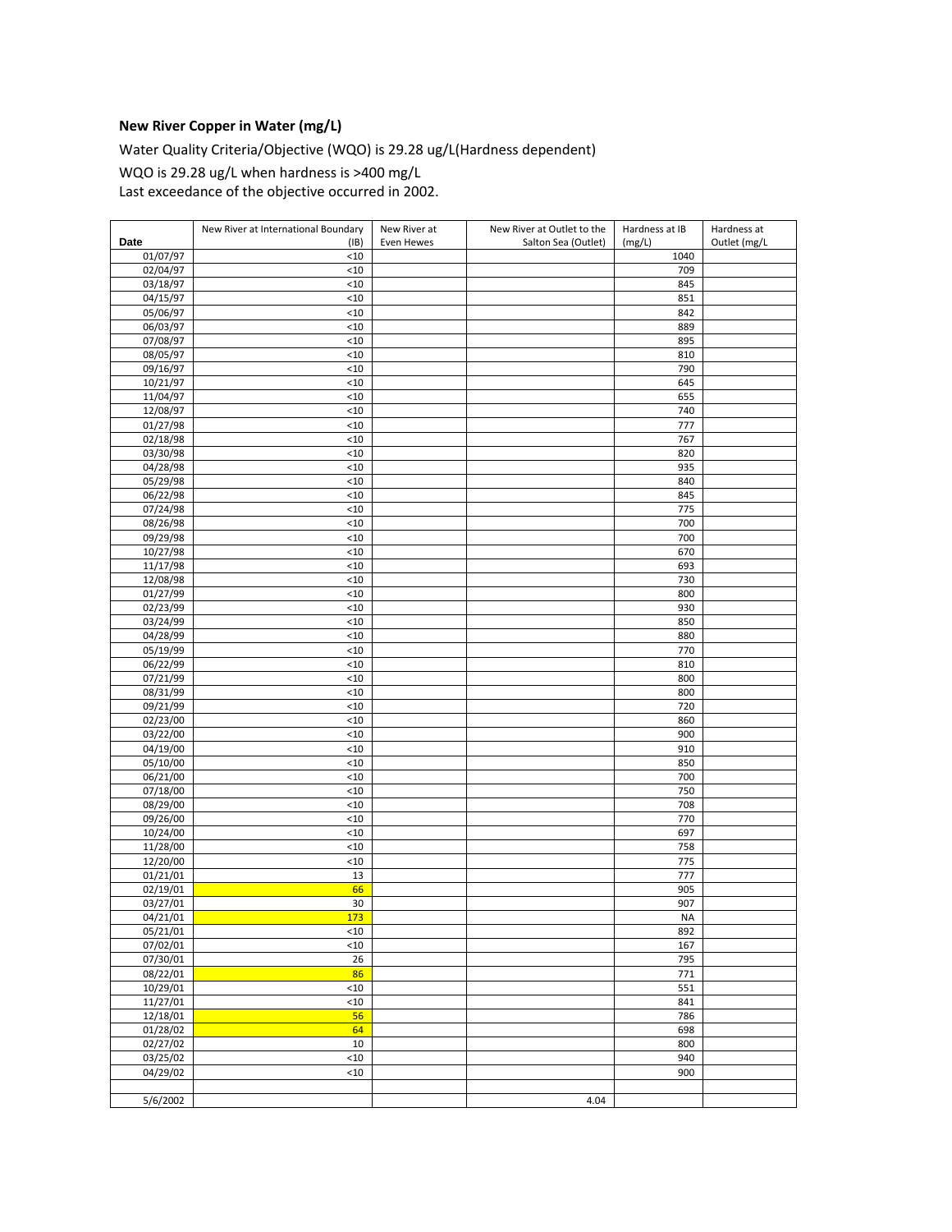**New River Copper in Water (mg/L)**

Water Quality Criteria/Objective (WQO) is 29.28 ug/L(Hardness dependent)

WQO is 29.28 ug/L when hardness is >400 mg/L

Last exceedance of the objective occurred in 2002.

| Date | New River at International Boundary (IB) | New River at Even Hewes | New River at Outlet to the Salton Sea (Outlet) | Hardness at IB (mg/L) | Hardness at Outlet (mg/L |
|---|---|---|---|---|---|
| 01/07/97 | <10 | | | 1040 | |
| 02/04/97 | <10 | | | 709 | |
| 03/18/97 | <10 | | | 845 | |
| 04/15/97 | <10 | | | 851 | |
| 05/06/97 | <10 | | | 842 | |
| 06/03/97 | <10 | | | 889 | |
| 07/08/97 | <10 | | | 895 | |
| 08/05/97 | <10 | | | 810 | |
| 09/16/97 | <10 | | | 790 | |
| 10/21/97 | <10 | | | 645 | |
| 11/04/97 | <10 | | | 655 | |
| 12/08/97 | <10 | | | 740 | |
| 01/27/98 | <10 | | | 777 | |
| 02/18/98 | <10 | | | 767 | |
| 03/30/98 | <10 | | | 820 | |
| 04/28/98 | <10 | | | 935 | |
| 05/29/98 | <10 | | | 840 | |
| 06/22/98 | <10 | | | 845 | |
| 07/24/98 | <10 | | | 775 | |
| 08/26/98 | <10 | | | 700 | |
| 09/29/98 | <10 | | | 700 | |
| 10/27/98 | <10 | | | 670 | |
| 11/17/98 | <10 | | | 693 | |
| 12/08/98 | <10 | | | 730 | |
| 01/27/99 | <10 | | | 800 | |
| 02/23/99 | <10 | | | 930 | |
| 03/24/99 | <10 | | | 850 | |
| 04/28/99 | <10 | | | 880 | |
| 05/19/99 | <10 | | | 770 | |
| 06/22/99 | <10 | | | 810 | |
| 07/21/99 | <10 | | | 800 | |
| 08/31/99 | <10 | | | 800 | |
| 09/21/99 | <10 | | | 720 | |
| 02/23/00 | <10 | | | 860 | |
| 03/22/00 | <10 | | | 900 | |
| 04/19/00 | <10 | | | 910 | |
| 05/10/00 | <10 | | | 850 | |
| 06/21/00 | <10 | | | 700 | |
| 07/18/00 | <10 | | | 750 | |
| 08/29/00 | <10 | | | 708 | |
| 09/26/00 | <10 | | | 770 | |
| 10/24/00 | <10 | | | 697 | |
| 11/28/00 | <10 | | | 758 | |
| 12/20/00 | <10 | | | 775 | |
| 01/21/01 | 13 | | | 777 | |
| 02/19/01 | 66 | | | 905 | |
| 03/27/01 | 30 | | | 907 | |
| 04/21/01 | 173 | | | NA | |
| 05/21/01 | <10 | | | 892 | |
| 07/02/01 | <10 | | | 167 | |
| 07/30/01 | 26 | | | 795 | |
| 08/22/01 | 86 | | | 771 | |
| 10/29/01 | <10 | | | 551 | |
| 11/27/01 | <10 | | | 841 | |
| 12/18/01 | 56 | | | 786 | |
| 01/28/02 | 64 | | | 698 | |
| 02/27/02 | 10 | | | 800 | |
| 03/25/02 | <10 | | | 940 | |
| 04/29/02 | <10 | | | 900 | |
| | | | | | |
| 5/6/2002 | | | 4.04 | | |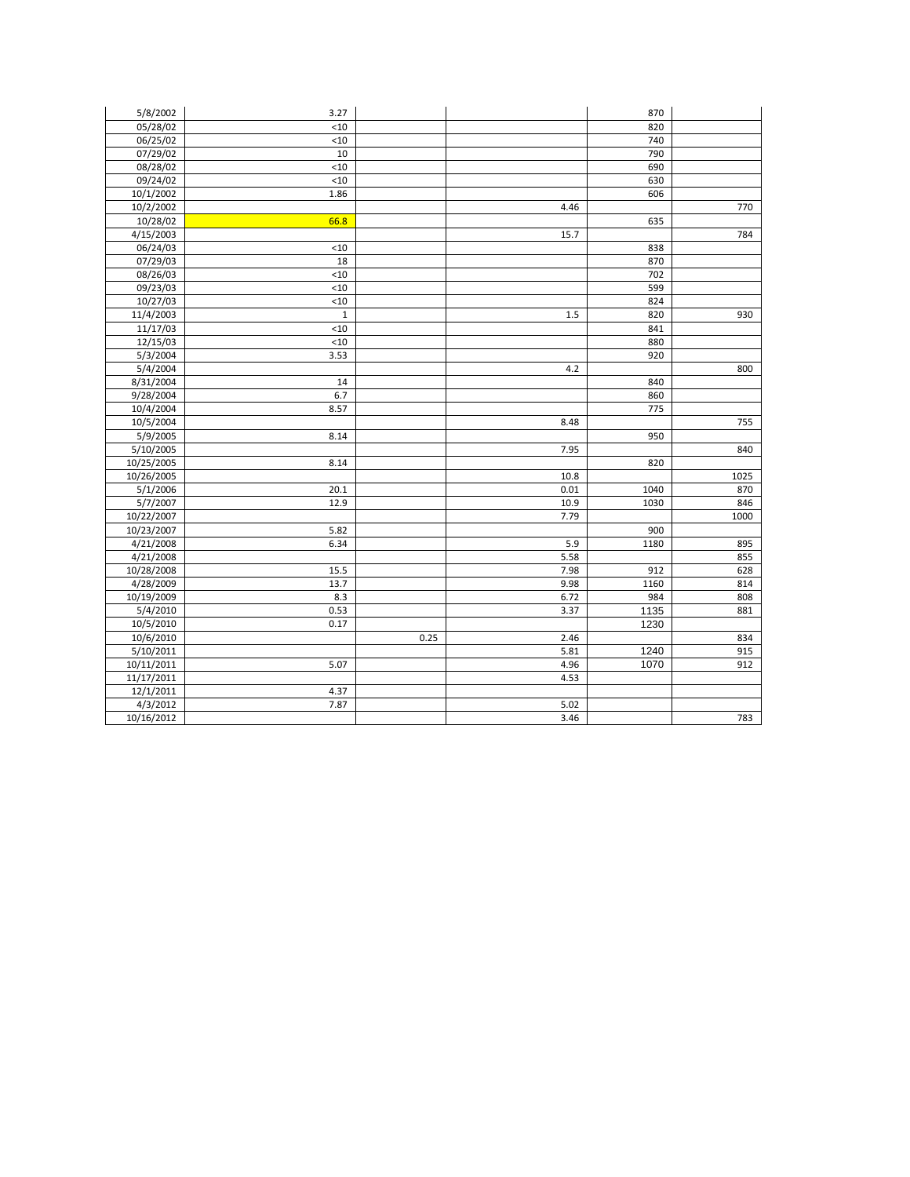| | | | | | |
|---|---|---|---|---|---|
| 5/8/2002 | 3.27 | | | 870 | |
| 05/28/02 | <10 | | | 820 | |
| 06/25/02 | <10 | | | 740 | |
| 07/29/02 | 10 | | | 790 | |
| 08/28/02 | <10 | | | 690 | |
| 09/24/02 | <10 | | | 630 | |
| 10/1/2002 | 1.86 | | | 606 | |
| 10/2/2002 | | | 4.46 | | 770 |
| 10/28/02 | 66.8 | | | 635 | |
| 4/15/2003 | | | 15.7 | | 784 |
| 06/24/03 | <10 | | | 838 | |
| 07/29/03 | 18 | | | 870 | |
| 08/26/03 | <10 | | | 702 | |
| 09/23/03 | <10 | | | 599 | |
| 10/27/03 | <10 | | | 824 | |
| 11/4/2003 | 1 | | 1.5 | 820 | 930 |
| 11/17/03 | <10 | | | 841 | |
| 12/15/03 | <10 | | | 880 | |
| 5/3/2004 | 3.53 | | | 920 | |
| 5/4/2004 | | | 4.2 | | 800 |
| 8/31/2004 | 14 | | | 840 | |
| 9/28/2004 | 6.7 | | | 860 | |
| 10/4/2004 | 8.57 | | | 775 | |
| 10/5/2004 | | | 8.48 | | 755 |
| 5/9/2005 | 8.14 | | | 950 | |
| 5/10/2005 | | | 7.95 | | 840 |
| 10/25/2005 | 8.14 | | | 820 | |
| 10/26/2005 | | | 10.8 | | 1025 |
| 5/1/2006 | 20.1 | | 0.01 | 1040 | 870 |
| 5/7/2007 | 12.9 | | 10.9 | 1030 | 846 |
| 10/22/2007 | | | 7.79 | | 1000 |
| 10/23/2007 | 5.82 | | | 900 | |
| 4/21/2008 | 6.34 | | 5.9 | 1180 | 895 |
| 4/21/2008 | | | 5.58 | | 855 |
| 10/28/2008 | 15.5 | | 7.98 | 912 | 628 |
| 4/28/2009 | 13.7 | | 9.98 | 1160 | 814 |
| 10/19/2009 | 8.3 | | 6.72 | 984 | 808 |
| 5/4/2010 | 0.53 | | 3.37 | 1135 | 881 |
| 10/5/2010 | 0.17 | | | 1230 | |
| 10/6/2010 | | 0.25 | 2.46 | | 834 |
| 5/10/2011 | | | 5.81 | 1240 | 915 |
| 10/11/2011 | 5.07 | | 4.96 | 1070 | 912 |
| 11/17/2011 | | | 4.53 | | |
| 12/1/2011 | 4.37 | | | | |
| 4/3/2012 | 7.87 | | 5.02 | | |
| 10/16/2012 | | | 3.46 | | 783 |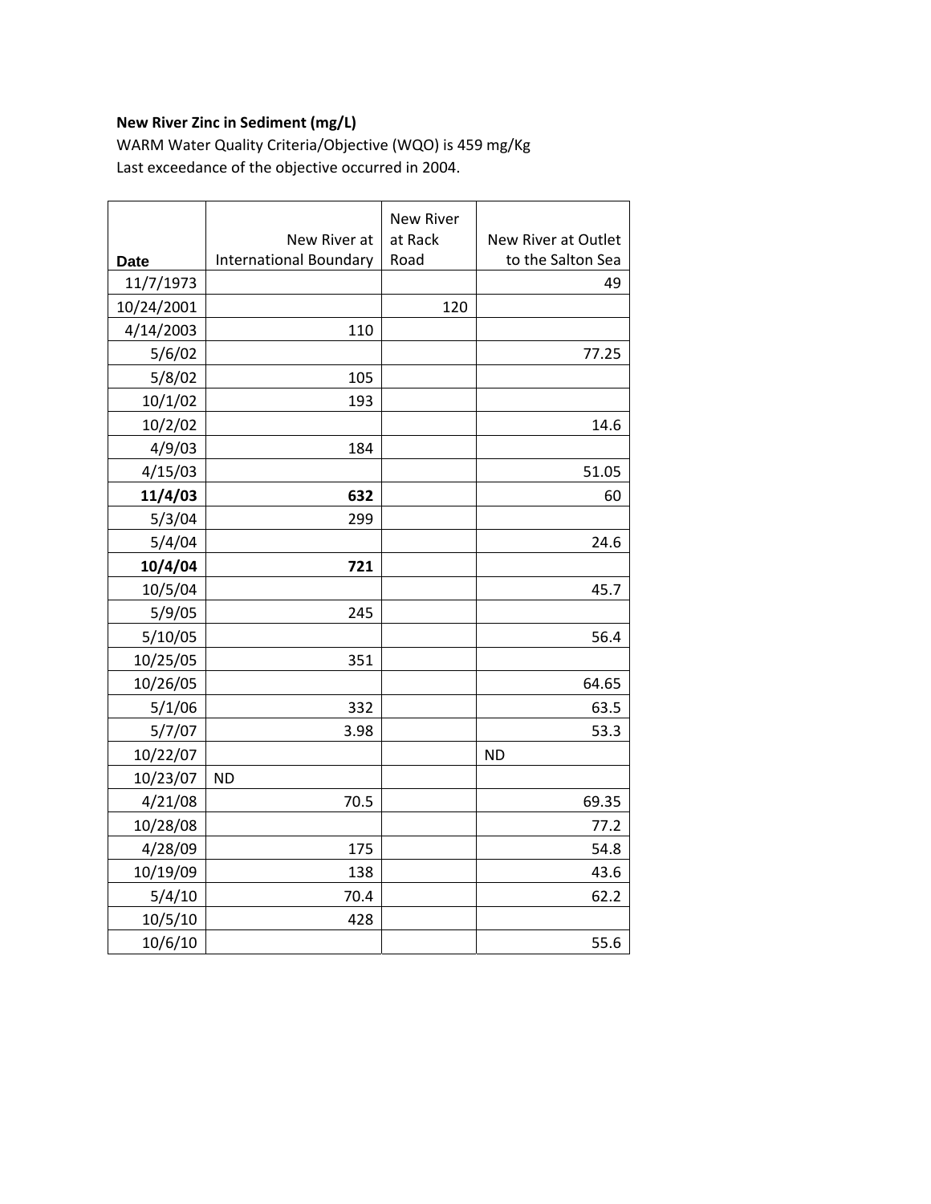**New River Zinc in Sediment (mg/L)**

WARM Water Quality Criteria/Objective (WQO) is 459 mg/Kg

Last exceedance of the objective occurred in 2004.

| Date | New River at International Boundary | New River at Rack Road | New River at Outlet to the Salton Sea |
|---|---|---|---|
| 11/7/1973 | | | 49 |
| 10/24/2001 | | 120 | |
| 4/14/2003 | 110 | | |
| 5/6/02 | | | 77.25 |
| 5/8/02 | 105 | | |
| 10/1/02 | 193 | | |
| 10/2/02 | | | 14.6 |
| 4/9/03 | 184 | | |
| 4/15/03 | | | 51.05 |
| **11/4/03** | **632** | | 60 |
| 5/3/04 | 299 | | |
| 5/4/04 | | | 24.6 |
| **10/4/04** | **721** | | |
| 10/5/04 | | | 45.7 |
| 5/9/05 | 245 | | |
| 5/10/05 | | | 56.4 |
| 10/25/05 | 351 | | |
| 10/26/05 | | | 64.65 |
| 5/1/06 | 332 | | 63.5 |
| 5/7/07 | 3.98 | | 53.3 |
| 10/22/07 | | | ND |
| 10/23/07 | ND | | |
| 4/21/08 | 70.5 | | 69.35 |
| 10/28/08 | | | 77.2 |
| 4/28/09 | 175 | | 54.8 |
| 10/19/09 | 138 | | 43.6 |
| 5/4/10 | 70.4 | | 62.2 |
| 10/5/10 | 428 | | |
| 10/6/10 | | | 55.6 |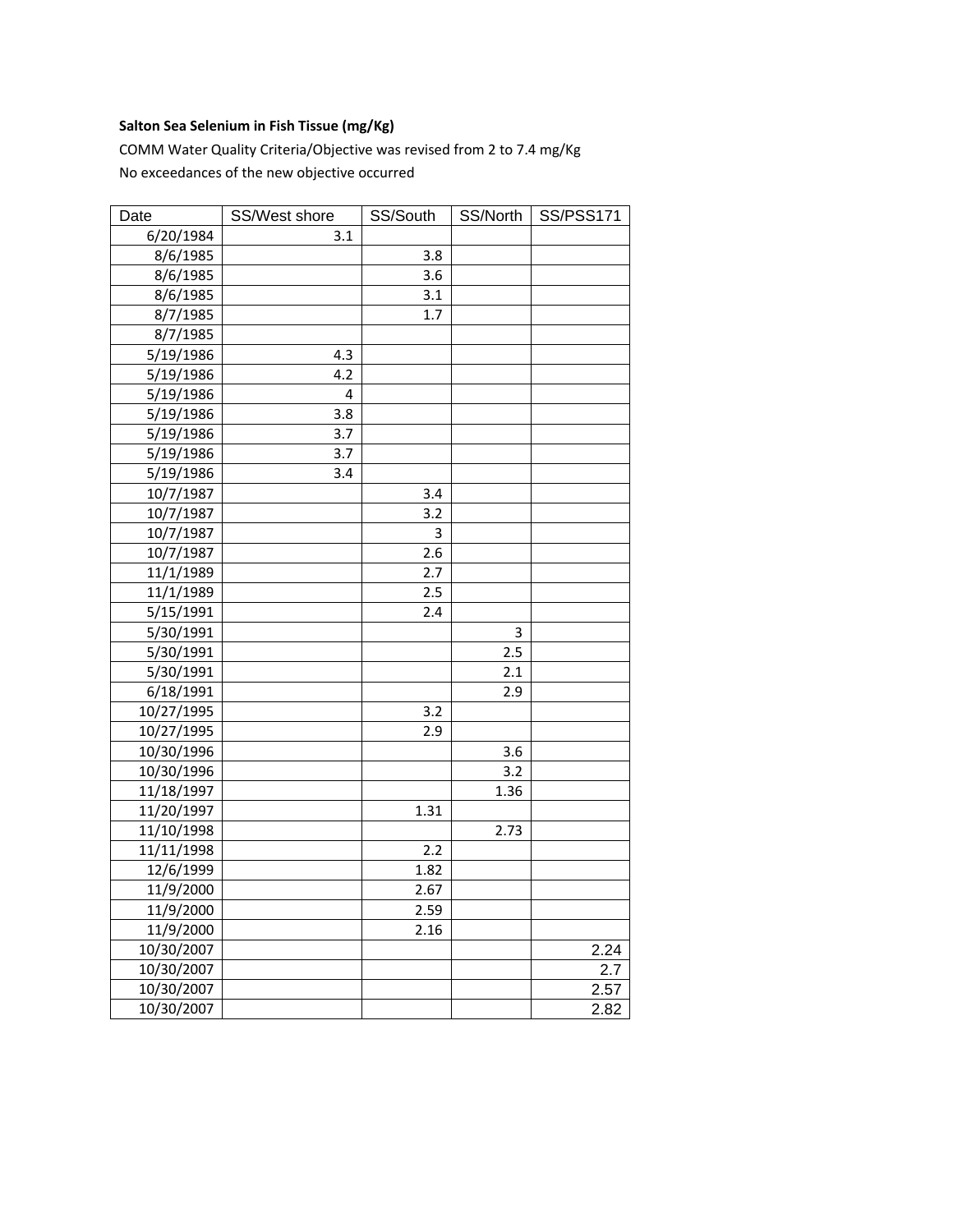**Salton Sea Selenium in Fish Tissue (mg/Kg)**

COMM Water Quality Criteria/Objective was revised from 2 to 7.4 mg/Kg

No exceedances of the new objective occurred

| Date | SS/West shore | SS/South | SS/North | SS/PSS171 |
|---|---|---|---|---|
| 6/20/1984 | 3.1 | | | |
| 8/6/1985 | | 3.8 | | |
| 8/6/1985 | | 3.6 | | |
| 8/6/1985 | | 3.1 | | |
| 8/7/1985 | | 1.7 | | |
| 8/7/1985 | | | | |
| 5/19/1986 | 4.3 | | | |
| 5/19/1986 | 4.2 | | | |
| 5/19/1986 | 4 | | | |
| 5/19/1986 | 3.8 | | | |
| 5/19/1986 | 3.7 | | | |
| 5/19/1986 | 3.7 | | | |
| 5/19/1986 | 3.4 | | | |
| 10/7/1987 | | 3.4 | | |
| 10/7/1987 | | 3.2 | | |
| 10/7/1987 | | 3 | | |
| 10/7/1987 | | 2.6 | | |
| 11/1/1989 | | 2.7 | | |
| 11/1/1989 | | 2.5 | | |
| 5/15/1991 | | 2.4 | | |
| 5/30/1991 | | | 3 | |
| 5/30/1991 | | | 2.5 | |
| 5/30/1991 | | | 2.1 | |
| 6/18/1991 | | | 2.9 | |
| 10/27/1995 | | 3.2 | | |
| 10/27/1995 | | 2.9 | | |
| 10/30/1996 | | | 3.6 | |
| 10/30/1996 | | | 3.2 | |
| 11/18/1997 | | | 1.36 | |
| 11/20/1997 | | 1.31 | | |
| 11/10/1998 | | | 2.73 | |
| 11/11/1998 | | 2.2 | | |
| 12/6/1999 | | 1.82 | | |
| 11/9/2000 | | 2.67 | | |
| 11/9/2000 | | 2.59 | | |
| 11/9/2000 | | 2.16 | | |
| 10/30/2007 | | | | 2.24 |
| 10/30/2007 | | | | 2.7 |
| 10/30/2007 | | | | 2.57 |
| 10/30/2007 | | | | 2.82 |